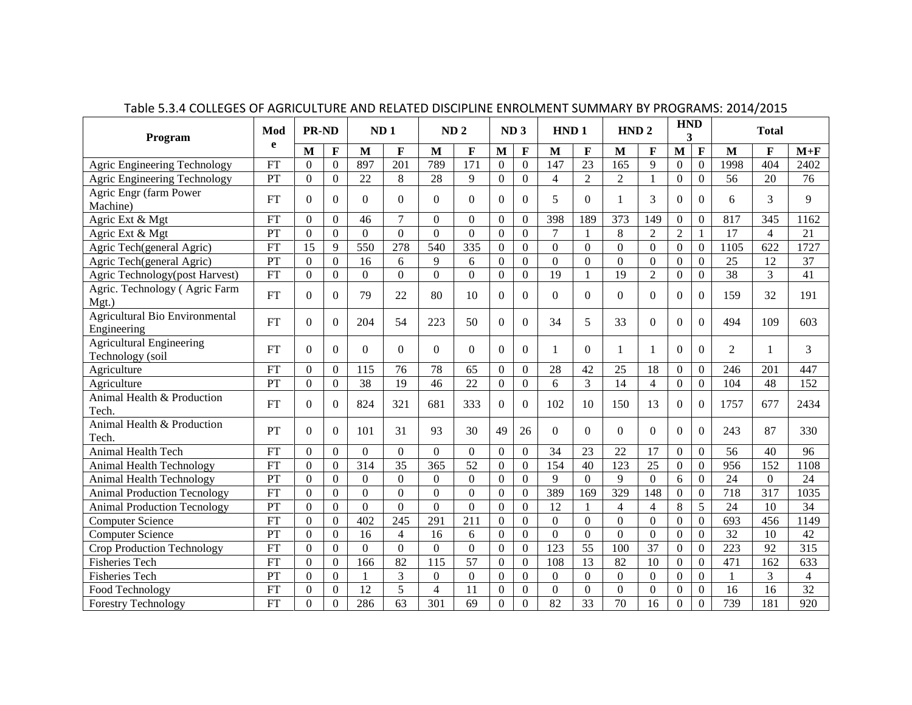Table 5.3.4 COLLEGES OF AGRICULTURE AND RELATED DISCIPLINE ENROLMENT SUMMARY BY PROGRAMS: 2014/2015

| Program | Mode | PR-ND | | ND 1 | | ND 2 | | ND 3 | | HND 1 | | HND 2 | | HND 3 | | Total | | |
|---|---|---|---|---|---|---|---|---|---|---|---|---|---|---|---|---|---|---|
| | | M | F | M | F | M | F | M | F | M | F | M | F | M | F | M | F | M+F |
| Agric Engineering Technology | FT | 0 | 0 | 897 | 201 | 789 | 171 | 0 | 0 | 147 | 23 | 165 | 9 | 0 | 0 | 1998 | 404 | 2402 |
| Agric Engineering Technology | PT | 0 | 0 | 22 | 8 | 28 | 9 | 0 | 0 | 4 | 2 | 2 | 1 | 0 | 0 | 56 | 20 | 76 |
| Agric Engr (farm Power Machine) | FT | 0 | 0 | 0 | 0 | 0 | 0 | 0 | 0 | 5 | 0 | 1 | 3 | 0 | 0 | 6 | 3 | 9 |
| Agric Ext & Mgt | FT | 0 | 0 | 46 | 7 | 0 | 0 | 0 | 0 | 398 | 189 | 373 | 149 | 0 | 0 | 817 | 345 | 1162 |
| Agric Ext & Mgt | PT | 0 | 0 | 0 | 0 | 0 | 0 | 0 | 0 | 7 | 1 | 8 | 2 | 2 | 1 | 17 | 4 | 21 |
| Agric Tech(general Agric) | FT | 15 | 9 | 550 | 278 | 540 | 335 | 0 | 0 | 0 | 0 | 0 | 0 | 0 | 0 | 1105 | 622 | 1727 |
| Agric Tech(general Agric) | PT | 0 | 0 | 16 | 6 | 9 | 6 | 0 | 0 | 0 | 0 | 0 | 0 | 0 | 0 | 25 | 12 | 37 |
| Agric Technology(post Harvest) | FT | 0 | 0 | 0 | 0 | 0 | 0 | 0 | 0 | 19 | 1 | 19 | 2 | 0 | 0 | 38 | 3 | 41 |
| Agric. Technology ( Agric Farm Mgt.) | FT | 0 | 0 | 79 | 22 | 80 | 10 | 0 | 0 | 0 | 0 | 0 | 0 | 0 | 0 | 159 | 32 | 191 |
| Agricultural Bio Environmental Engineering | FT | 0 | 0 | 204 | 54 | 223 | 50 | 0 | 0 | 34 | 5 | 33 | 0 | 0 | 0 | 494 | 109 | 603 |
| Agricultural Engineering Technology (soil | FT | 0 | 0 | 0 | 0 | 0 | 0 | 0 | 0 | 1 | 0 | 1 | 1 | 0 | 0 | 2 | 1 | 3 |
| Agriculture | FT | 0 | 0 | 115 | 76 | 78 | 65 | 0 | 0 | 28 | 42 | 25 | 18 | 0 | 0 | 246 | 201 | 447 |
| Agriculture | PT | 0 | 0 | 38 | 19 | 46 | 22 | 0 | 0 | 6 | 3 | 14 | 4 | 0 | 0 | 104 | 48 | 152 |
| Animal Health & Production Tech. | FT | 0 | 0 | 824 | 321 | 681 | 333 | 0 | 0 | 102 | 10 | 150 | 13 | 0 | 0 | 1757 | 677 | 2434 |
| Animal Health & Production Tech. | PT | 0 | 0 | 101 | 31 | 93 | 30 | 49 | 26 | 0 | 0 | 0 | 0 | 0 | 0 | 243 | 87 | 330 |
| Animal Health Tech | FT | 0 | 0 | 0 | 0 | 0 | 0 | 0 | 0 | 34 | 23 | 22 | 17 | 0 | 0 | 56 | 40 | 96 |
| Animal Health Technology | FT | 0 | 0 | 314 | 35 | 365 | 52 | 0 | 0 | 154 | 40 | 123 | 25 | 0 | 0 | 956 | 152 | 1108 |
| Animal Health Technology | PT | 0 | 0 | 0 | 0 | 0 | 0 | 0 | 0 | 9 | 0 | 9 | 0 | 6 | 0 | 24 | 0 | 24 |
| Animal Production Tecnology | FT | 0 | 0 | 0 | 0 | 0 | 0 | 0 | 0 | 389 | 169 | 329 | 148 | 0 | 0 | 718 | 317 | 1035 |
| Animal Production Tecnology | PT | 0 | 0 | 0 | 0 | 0 | 0 | 0 | 0 | 12 | 1 | 4 | 4 | 8 | 5 | 24 | 10 | 34 |
| Computer Science | FT | 0 | 0 | 402 | 245 | 291 | 211 | 0 | 0 | 0 | 0 | 0 | 0 | 0 | 0 | 693 | 456 | 1149 |
| Computer Science | PT | 0 | 0 | 16 | 4 | 16 | 6 | 0 | 0 | 0 | 0 | 0 | 0 | 0 | 0 | 32 | 10 | 42 |
| Crop Production Technology | FT | 0 | 0 | 0 | 0 | 0 | 0 | 0 | 0 | 123 | 55 | 100 | 37 | 0 | 0 | 223 | 92 | 315 |
| Fisheries Tech | FT | 0 | 0 | 166 | 82 | 115 | 57 | 0 | 0 | 108 | 13 | 82 | 10 | 0 | 0 | 471 | 162 | 633 |
| Fisheries Tech | PT | 0 | 0 | 1 | 3 | 0 | 0 | 0 | 0 | 0 | 0 | 0 | 0 | 0 | 0 | 1 | 3 | 4 |
| Food Technology | FT | 0 | 0 | 12 | 5 | 4 | 11 | 0 | 0 | 0 | 0 | 0 | 0 | 0 | 0 | 16 | 16 | 32 |
| Forestry Technology | FT | 0 | 0 | 286 | 63 | 301 | 69 | 0 | 0 | 82 | 33 | 70 | 16 | 0 | 0 | 739 | 181 | 920 |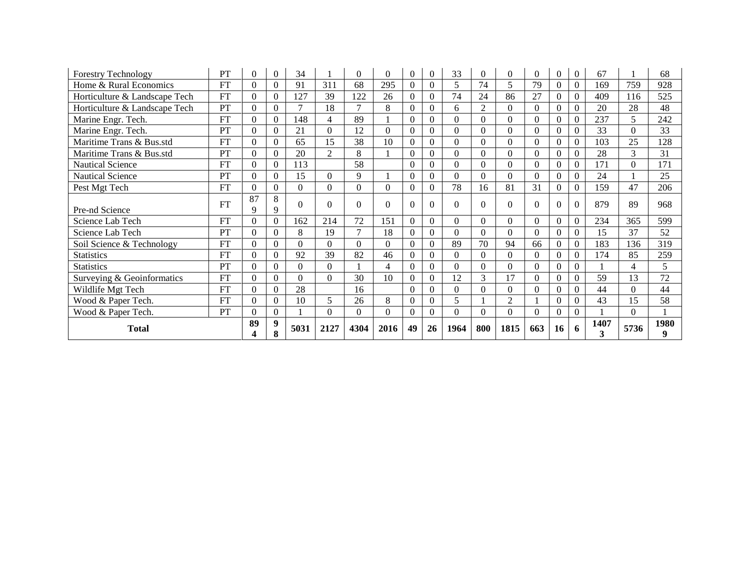| | | | | | | | | | | | | | | | | | | | |
|---|---|---|---|---|---|---|---|---|---|---|---|---|---|---|---|---|---|---|---|
| Forestry Technology | PT | 0 | 0 | 34 | 1 | 0 | 0 | 0 | 0 | 33 | 0 | 0 | 0 | 0 | 0 | 67 | 1 | 68 |
| Home & Rural Economics | FT | 0 | 0 | 91 | 311 | 68 | 295 | 0 | 0 | 5 | 74 | 5 | 79 | 0 | 0 | 169 | 759 | 928 |
| Horticulture & Landscape Tech | FT | 0 | 0 | 127 | 39 | 122 | 26 | 0 | 0 | 74 | 24 | 86 | 27 | 0 | 0 | 409 | 116 | 525 |
| Horticulture & Landscape Tech | PT | 0 | 0 | 7 | 18 | 7 | 8 | 0 | 0 | 6 | 2 | 0 | 0 | 0 | 0 | 20 | 28 | 48 |
| Marine Engr. Tech. | FT | 0 | 0 | 148 | 4 | 89 | 1 | 0 | 0 | 0 | 0 | 0 | 0 | 0 | 0 | 237 | 5 | 242 |
| Marine Engr. Tech. | PT | 0 | 0 | 21 | 0 | 12 | 0 | 0 | 0 | 0 | 0 | 0 | 0 | 0 | 0 | 33 | 0 | 33 |
| Maritime Trans & Bus.std | FT | 0 | 0 | 65 | 15 | 38 | 10 | 0 | 0 | 0 | 0 | 0 | 0 | 0 | 0 | 103 | 25 | 128 |
| Maritime Trans & Bus.std | PT | 0 | 0 | 20 | 2 | 8 | 1 | 0 | 0 | 0 | 0 | 0 | 0 | 0 | 0 | 28 | 3 | 31 |
| Nautical Science | FT | 0 | 0 | 113 | | 58 | | 0 | 0 | 0 | 0 | 0 | 0 | 0 | 0 | 171 | 0 | 171 |
| Nautical Science | PT | 0 | 0 | 15 | 0 | 9 | 1 | 0 | 0 | 0 | 0 | 0 | 0 | 0 | 0 | 24 | 1 | 25 |
| Pest Mgt Tech | FT | 0 | 0 | 0 | 0 | 0 | 0 | 0 | 0 | 78 | 16 | 81 | 31 | 0 | 0 | 159 | 47 | 206 |
| Pre-nd Science | FT | 879 | 89 | 0 | 0 | 0 | 0 | 0 | 0 | 0 | 0 | 0 | 0 | 0 | 0 | 879 | 89 | 968 |
| Science Lab Tech | FT | 0 | 0 | 162 | 214 | 72 | 151 | 0 | 0 | 0 | 0 | 0 | 0 | 0 | 0 | 234 | 365 | 599 |
| Science Lab Tech | PT | 0 | 0 | 8 | 19 | 7 | 18 | 0 | 0 | 0 | 0 | 0 | 0 | 0 | 0 | 15 | 37 | 52 |
| Soil Science & Technology | FT | 0 | 0 | 0 | 0 | 0 | 0 | 0 | 0 | 89 | 70 | 94 | 66 | 0 | 0 | 183 | 136 | 319 |
| Statistics | FT | 0 | 0 | 92 | 39 | 82 | 46 | 0 | 0 | 0 | 0 | 0 | 0 | 0 | 0 | 174 | 85 | 259 |
| Statistics | PT | 0 | 0 | 0 | 0 | 1 | 4 | 0 | 0 | 0 | 0 | 0 | 0 | 0 | 0 | 1 | 4 | 5 |
| Surveying & Geoinformatics | FT | 0 | 0 | 0 | 0 | 30 | 10 | 0 | 0 | 12 | 3 | 17 | 0 | 0 | 0 | 59 | 13 | 72 |
| Wildlife Mgt Tech | FT | 0 | 0 | 28 | | 16 | | 0 | 0 | 0 | 0 | 0 | 0 | 0 | 0 | 44 | 0 | 44 |
| Wood & Paper Tech. | FT | 0 | 0 | 10 | 5 | 26 | 8 | 0 | 0 | 5 | 1 | 2 | 1 | 0 | 0 | 43 | 15 | 58 |
| Wood & Paper Tech. | PT | 0 | 0 | 1 | 0 | 0 | 0 | 0 | 0 | 0 | 0 | 0 | 0 | 0 | 0 | 1 | 0 | 1 |
| **Total** | | **894** | **98** | **5031** | **2127** | **4304** | **2016** | **49** | **26** | **1964** | **800** | **1815** | **663** | **16** | **6** | **14073** | **5736** | **19809** |